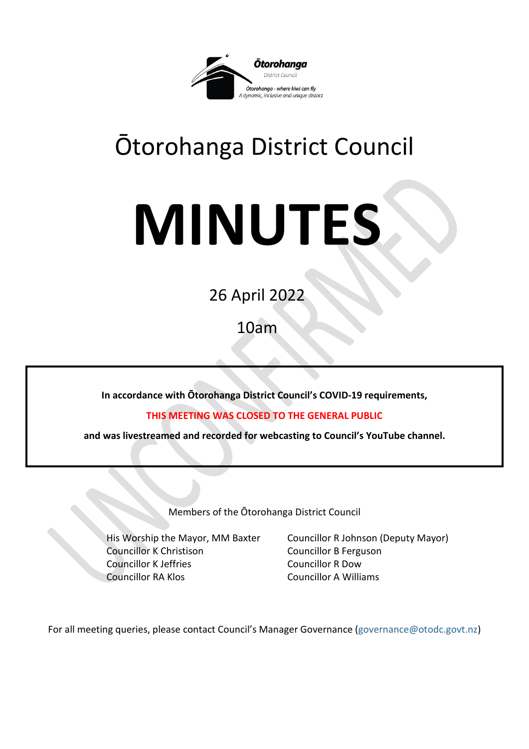Ōtorohanga District Council

# MINUTES

26 April 2022

10am

**In accordance with Ōtorohanga District Council's COVID-19 requirements,**

**THIS MEETING WAS CLOSED TO THE GENERAL PUBLIC**

**and was livestreamed and recorded for webcasting to Council's YouTube channel.**

Members of the Ōtorohanga District Council

His Worship the Mayor, MM Baxter
Councillor K Christison
Councillor K Jeffries
Councillor RA Klos
Councillor R Johnson (Deputy Mayor)
Councillor B Ferguson
Councillor R Dow
Councillor A Williams

For all meeting queries, please contact Council's Manager Governance (governance@otodc.govt.nz)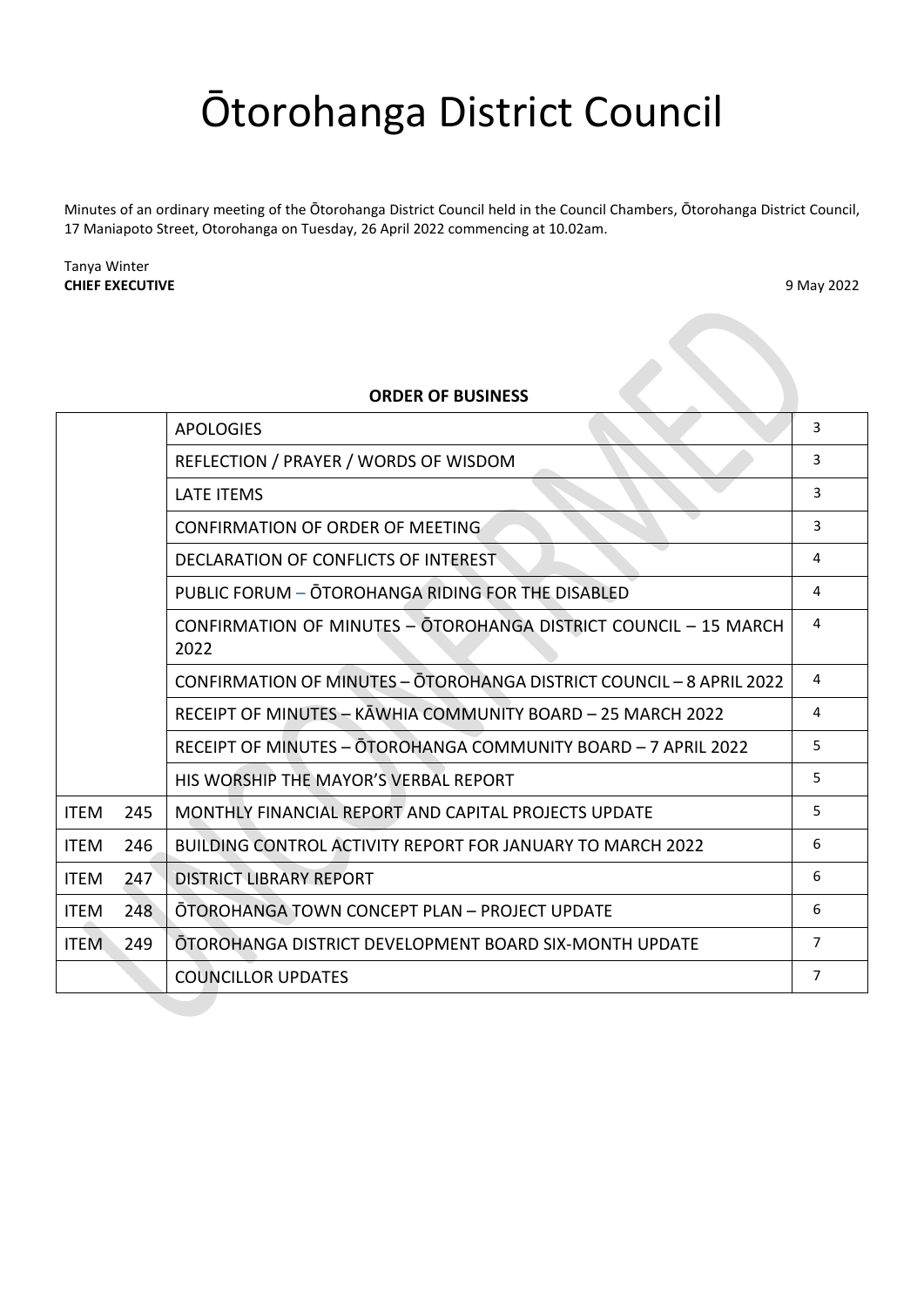# Ōtorohanga District Council

Minutes of an ordinary meeting of the Ōtorohanga District Council held in the Council Chambers, Ōtorohanga District Council, 17 Maniapoto Street, Otorohanga on Tuesday, 26 April 2022 commencing at 10.02am.

Tanya Winter
**CHIEF EXECUTIVE** 9 May 2022

**ORDER OF BUSINESS**

| | | | |
|---|---|---|---|
| | | APOLOGIES | 3 |
| | | REFLECTION / PRAYER / WORDS OF WISDOM | 3 |
| | | LATE ITEMS | 3 |
| | | CONFIRMATION OF ORDER OF MEETING | 3 |
| | | DECLARATION OF CONFLICTS OF INTEREST | 4 |
| | | PUBLIC FORUM – ŌTOROHANGA RIDING FOR THE DISABLED | 4 |
| | | CONFIRMATION OF MINUTES – ŌTOROHANGA DISTRICT COUNCIL – 15 MARCH 2022 | 4 |
| | | CONFIRMATION OF MINUTES – ŌTOROHANGA DISTRICT COUNCIL – 8 APRIL 2022 | 4 |
| | | RECEIPT OF MINUTES – KĀWHIA COMMUNITY BOARD – 25 MARCH 2022 | 4 |
| | | RECEIPT OF MINUTES – ŌTOROHANGA COMMUNITY BOARD – 7 APRIL 2022 | 5 |
| | | HIS WORSHIP THE MAYOR'S VERBAL REPORT | 5 |
| ITEM | 245 | MONTHLY FINANCIAL REPORT AND CAPITAL PROJECTS UPDATE | 5 |
| ITEM | 246 | BUILDING CONTROL ACTIVITY REPORT FOR JANUARY TO MARCH 2022 | 6 |
| ITEM | 247 | DISTRICT LIBRARY REPORT | 6 |
| ITEM | 248 | ŌTOROHANGA TOWN CONCEPT PLAN – PROJECT UPDATE | 6 |
| ITEM | 249 | ŌTOROHANGA DISTRICT DEVELOPMENT BOARD SIX-MONTH UPDATE | 7 |
| | | COUNCILLOR UPDATES | 7 |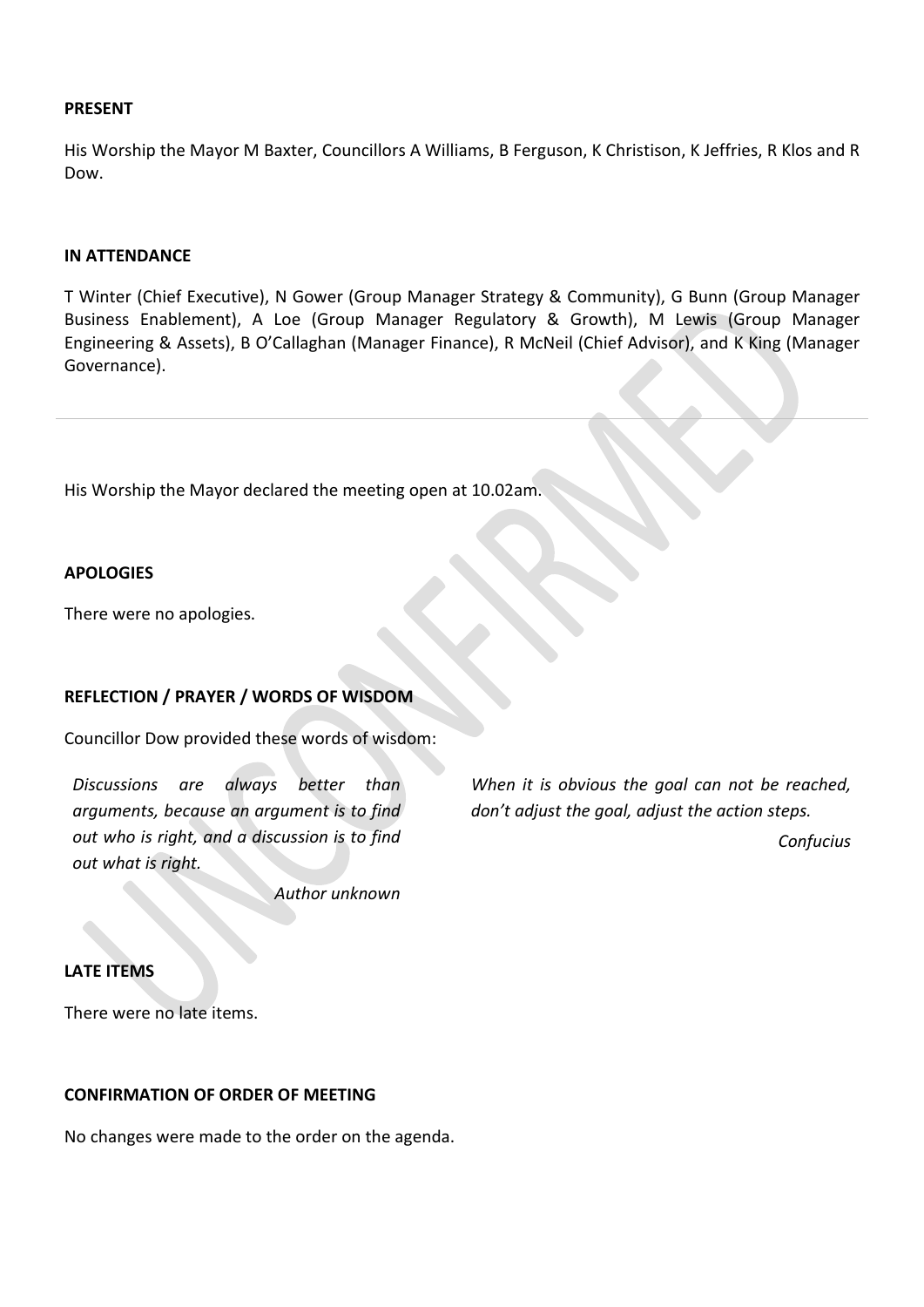**PRESENT**

His Worship the Mayor M Baxter, Councillors A Williams, B Ferguson, K Christison, K Jeffries, R Klos and R Dow.

**IN ATTENDANCE**

T Winter (Chief Executive), N Gower (Group Manager Strategy & Community), G Bunn (Group Manager Business Enablement), A Loe (Group Manager Regulatory & Growth), M Lewis (Group Manager Engineering & Assets), B O'Callaghan (Manager Finance), R McNeil (Chief Advisor), and K King (Manager Governance).

---

His Worship the Mayor declared the meeting open at 10.02am.

**APOLOGIES**

There were no apologies.

**REFLECTION / PRAYER / WORDS OF WISDOM**

Councillor Dow provided these words of wisdom:

*Discussions are always better than arguments, because an argument is to find out who is right, and a discussion is to find out what is right.*

*Author unknown*

*When it is obvious the goal can not be reached, don't adjust the goal, adjust the action steps.*

*Confucius*

**LATE ITEMS**

There were no late items.

**CONFIRMATION OF ORDER OF MEETING**

No changes were made to the order on the agenda.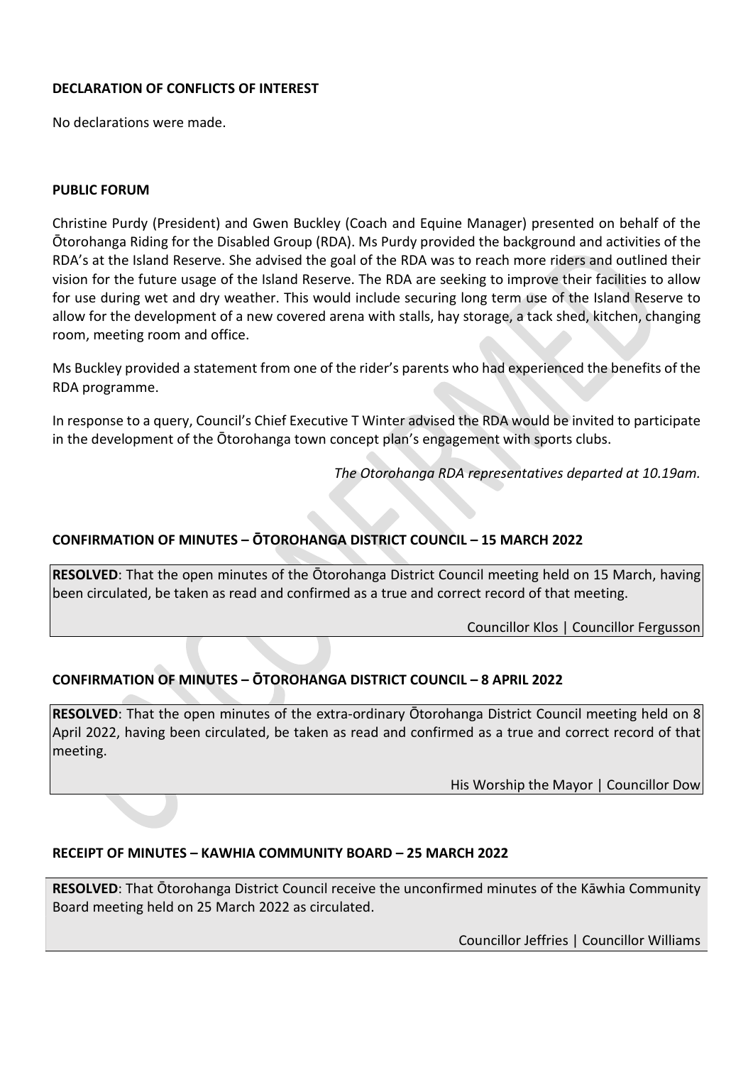**DECLARATION OF CONFLICTS OF INTEREST**

No declarations were made.

**PUBLIC FORUM**

Christine Purdy (President) and Gwen Buckley (Coach and Equine Manager) presented on behalf of the Ōtorohanga Riding for the Disabled Group (RDA). Ms Purdy provided the background and activities of the RDA's at the Island Reserve. She advised the goal of the RDA was to reach more riders and outlined their vision for the future usage of the Island Reserve. The RDA are seeking to improve their facilities to allow for use during wet and dry weather. This would include securing long term use of the Island Reserve to allow for the development of a new covered arena with stalls, hay storage, a tack shed, kitchen, changing room, meeting room and office.

Ms Buckley provided a statement from one of the rider's parents who had experienced the benefits of the RDA programme.

In response to a query, Council's Chief Executive T Winter advised the RDA would be invited to participate in the development of the Ōtorohanga town concept plan's engagement with sports clubs.

*The Otorohanga RDA representatives departed at 10.19am.*

**CONFIRMATION OF MINUTES – ŌTOROHANGA DISTRICT COUNCIL – 15 MARCH 2022**

**RESOLVED**: That the open minutes of the Ōtorohanga District Council meeting held on 15 March, having been circulated, be taken as read and confirmed as a true and correct record of that meeting.

Councillor Klos | Councillor Fergusson

**CONFIRMATION OF MINUTES – ŌTOROHANGA DISTRICT COUNCIL – 8 APRIL 2022**

**RESOLVED**: That the open minutes of the extra-ordinary Ōtorohanga District Council meeting held on 8 April 2022, having been circulated, be taken as read and confirmed as a true and correct record of that meeting.

His Worship the Mayor | Councillor Dow

**RECEIPT OF MINUTES – KAWHIA COMMUNITY BOARD – 25 MARCH 2022**

**RESOLVED**: That Ōtorohanga District Council receive the unconfirmed minutes of the Kāwhia Community Board meeting held on 25 March 2022 as circulated.

Councillor Jeffries | Councillor Williams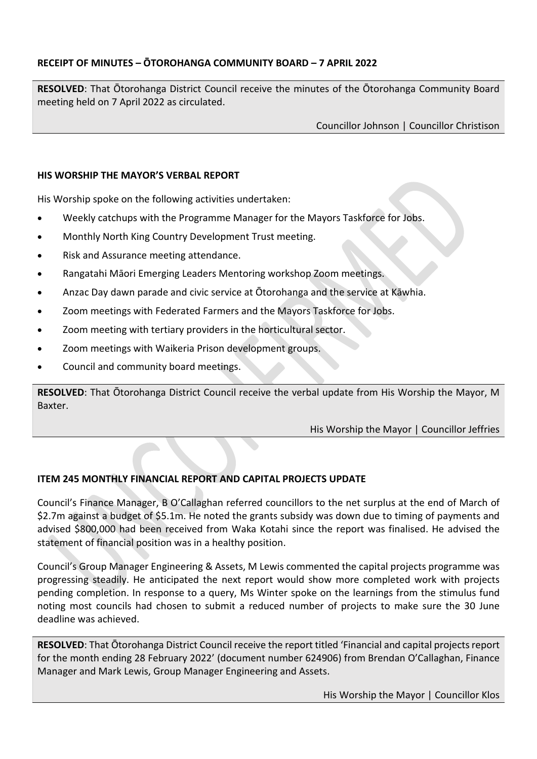## RECEIPT OF MINUTES – ŌTOROHANGA COMMUNITY BOARD – 7 APRIL 2022

**RESOLVED**: That Ōtorohanga District Council receive the minutes of the Ōtorohanga Community Board meeting held on 7 April 2022 as circulated.

Councillor Johnson | Councillor Christison

## HIS WORSHIP THE MAYOR'S VERBAL REPORT

His Worship spoke on the following activities undertaken:

- Weekly catchups with the Programme Manager for the Mayors Taskforce for Jobs.
- Monthly North King Country Development Trust meeting.
- Risk and Assurance meeting attendance.
- Rangatahi Māori Emerging Leaders Mentoring workshop Zoom meetings.
- Anzac Day dawn parade and civic service at Ōtorohanga and the service at Kāwhia.
- Zoom meetings with Federated Farmers and the Mayors Taskforce for Jobs.
- Zoom meeting with tertiary providers in the horticultural sector.
- Zoom meetings with Waikeria Prison development groups.
- Council and community board meetings.

**RESOLVED**: That Ōtorohanga District Council receive the verbal update from His Worship the Mayor, M Baxter.

His Worship the Mayor | Councillor Jeffries

## ITEM 245 MONTHLY FINANCIAL REPORT AND CAPITAL PROJECTS UPDATE

Council's Finance Manager, B O'Callaghan referred councillors to the net surplus at the end of March of $2.7m against a budget of $5.1m. He noted the grants subsidy was down due to timing of payments and advised $800,000 had been received from Waka Kotahi since the report was finalised. He advised the statement of financial position was in a healthy position.

Council's Group Manager Engineering & Assets, M Lewis commented the capital projects programme was progressing steadily. He anticipated the next report would show more completed work with projects pending completion. In response to a query, Ms Winter spoke on the learnings from the stimulus fund noting most councils had chosen to submit a reduced number of projects to make sure the 30 June deadline was achieved.

**RESOLVED**: That Ōtorohanga District Council receive the report titled 'Financial and capital projects report for the month ending 28 February 2022' (document number 624906) from Brendan O'Callaghan, Finance Manager and Mark Lewis, Group Manager Engineering and Assets.

His Worship the Mayor | Councillor Klos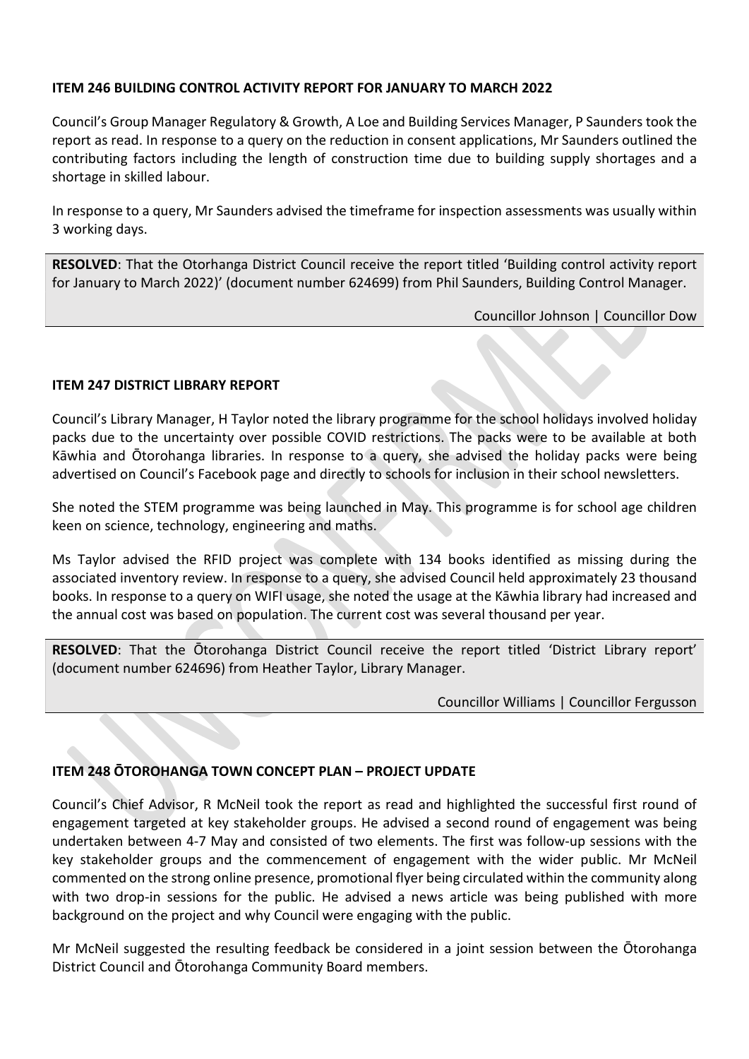**ITEM 246 BUILDING CONTROL ACTIVITY REPORT FOR JANUARY TO MARCH 2022**

Council's Group Manager Regulatory & Growth, A Loe and Building Services Manager, P Saunders took the report as read. In response to a query on the reduction in consent applications, Mr Saunders outlined the contributing factors including the length of construction time due to building supply shortages and a shortage in skilled labour.

In response to a query, Mr Saunders advised the timeframe for inspection assessments was usually within 3 working days.

**RESOLVED**: That the Otorhanga District Council receive the report titled 'Building control activity report for January to March 2022)' (document number 624699) from Phil Saunders, Building Control Manager.

Councillor Johnson | Councillor Dow

**ITEM 247 DISTRICT LIBRARY REPORT**

Council's Library Manager, H Taylor noted the library programme for the school holidays involved holiday packs due to the uncertainty over possible COVID restrictions. The packs were to be available at both Kāwhia and Ōtorohanga libraries. In response to a query, she advised the holiday packs were being advertised on Council's Facebook page and directly to schools for inclusion in their school newsletters.

She noted the STEM programme was being launched in May. This programme is for school age children keen on science, technology, engineering and maths.

Ms Taylor advised the RFID project was complete with 134 books identified as missing during the associated inventory review. In response to a query, she advised Council held approximately 23 thousand books. In response to a query on WIFI usage, she noted the usage at the Kāwhia library had increased and the annual cost was based on population. The current cost was several thousand per year.

**RESOLVED**: That the Ōtorohanga District Council receive the report titled 'District Library report' (document number 624696) from Heather Taylor, Library Manager.

Councillor Williams | Councillor Fergusson

**ITEM 248 ŌTOROHANGA TOWN CONCEPT PLAN – PROJECT UPDATE**

Council's Chief Advisor, R McNeil took the report as read and highlighted the successful first round of engagement targeted at key stakeholder groups. He advised a second round of engagement was being undertaken between 4-7 May and consisted of two elements. The first was follow-up sessions with the key stakeholder groups and the commencement of engagement with the wider public. Mr McNeil commented on the strong online presence, promotional flyer being circulated within the community along with two drop-in sessions for the public. He advised a news article was being published with more background on the project and why Council were engaging with the public.

Mr McNeil suggested the resulting feedback be considered in a joint session between the Ōtorohanga District Council and Ōtorohanga Community Board members.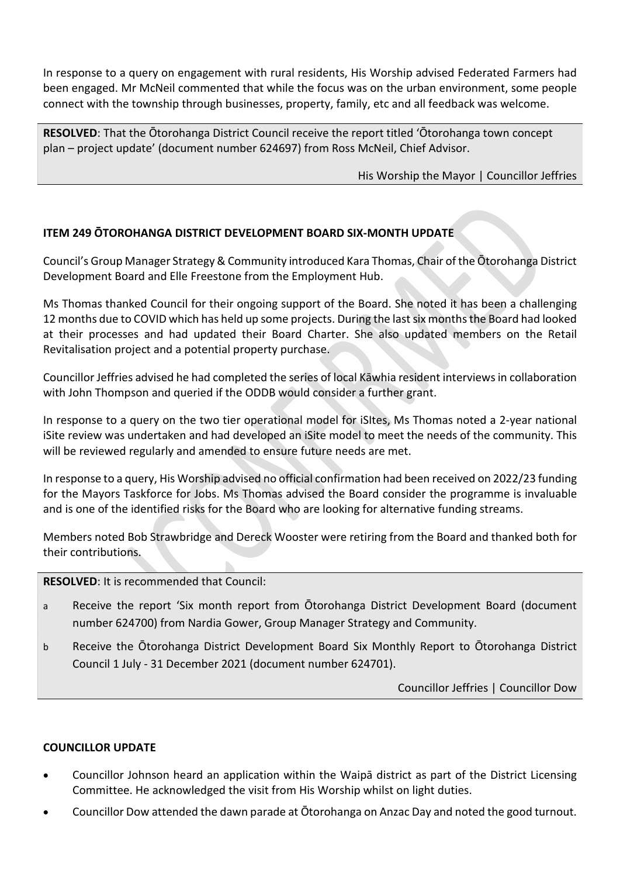In response to a query on engagement with rural residents, His Worship advised Federated Farmers had been engaged. Mr McNeil commented that while the focus was on the urban environment, some people connect with the township through businesses, property, family, etc and all feedback was welcome.

**RESOLVED**: That the Ōtorohanga District Council receive the report titled 'Ōtorohanga town concept plan – project update' (document number 624697) from Ross McNeil, Chief Advisor.

His Worship the Mayor | Councillor Jeffries

**ITEM 249 ŌTOROHANGA DISTRICT DEVELOPMENT BOARD SIX-MONTH UPDATE**

Council's Group Manager Strategy & Community introduced Kara Thomas, Chair of the Ōtorohanga District Development Board and Elle Freestone from the Employment Hub.

Ms Thomas thanked Council for their ongoing support of the Board. She noted it has been a challenging 12 months due to COVID which has held up some projects. During the last six months the Board had looked at their processes and had updated their Board Charter. She also updated members on the Retail Revitalisation project and a potential property purchase.

Councillor Jeffries advised he had completed the series of local Kāwhia resident interviews in collaboration with John Thompson and queried if the ODDB would consider a further grant.

In response to a query on the two tier operational model for iSItes, Ms Thomas noted a 2-year national iSite review was undertaken and had developed an iSite model to meet the needs of the community. This will be reviewed regularly and amended to ensure future needs are met.

In response to a query, His Worship advised no official confirmation had been received on 2022/23 funding for the Mayors Taskforce for Jobs. Ms Thomas advised the Board consider the programme is invaluable and is one of the identified risks for the Board who are looking for alternative funding streams.

Members noted Bob Strawbridge and Dereck Wooster were retiring from the Board and thanked both for their contributions.

**RESOLVED**: It is recommended that Council:

a Receive the report 'Six month report from Ōtorohanga District Development Board (document number 624700) from Nardia Gower, Group Manager Strategy and Community.

b Receive the Ōtorohanga District Development Board Six Monthly Report to Ōtorohanga District Council 1 July - 31 December 2021 (document number 624701).

Councillor Jeffries | Councillor Dow

**COUNCILLOR UPDATE**

- Councillor Johnson heard an application within the Waipā district as part of the District Licensing Committee. He acknowledged the visit from His Worship whilst on light duties.
- Councillor Dow attended the dawn parade at Ōtorohanga on Anzac Day and noted the good turnout.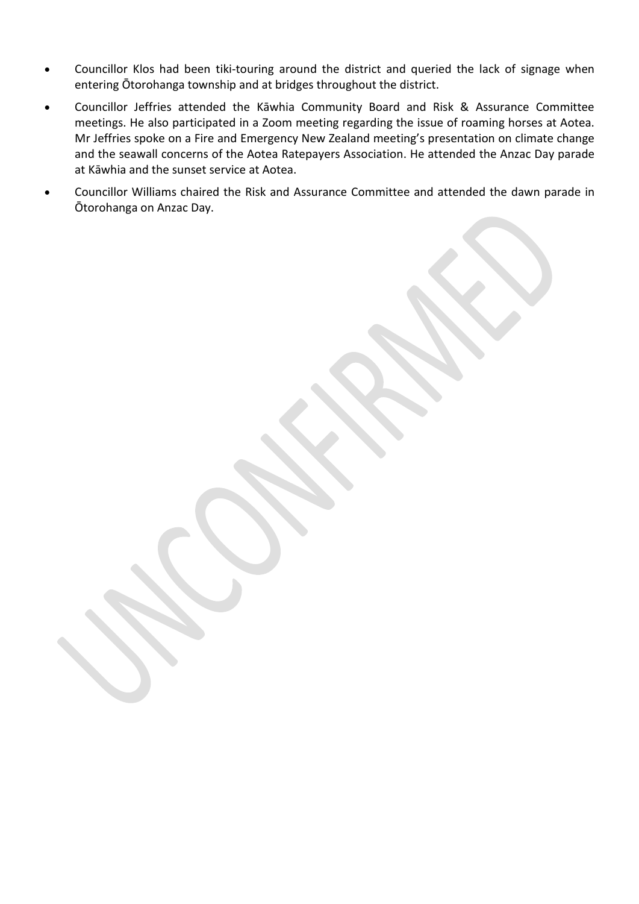- Councillor Klos had been tiki-touring around the district and queried the lack of signage when entering Ōtorohanga township and at bridges throughout the district.
- Councillor Jeffries attended the Kāwhia Community Board and Risk & Assurance Committee meetings. He also participated in a Zoom meeting regarding the issue of roaming horses at Aotea. Mr Jeffries spoke on a Fire and Emergency New Zealand meeting's presentation on climate change and the seawall concerns of the Aotea Ratepayers Association. He attended the Anzac Day parade at Kāwhia and the sunset service at Aotea.
- Councillor Williams chaired the Risk and Assurance Committee and attended the dawn parade in Ōtorohanga on Anzac Day.